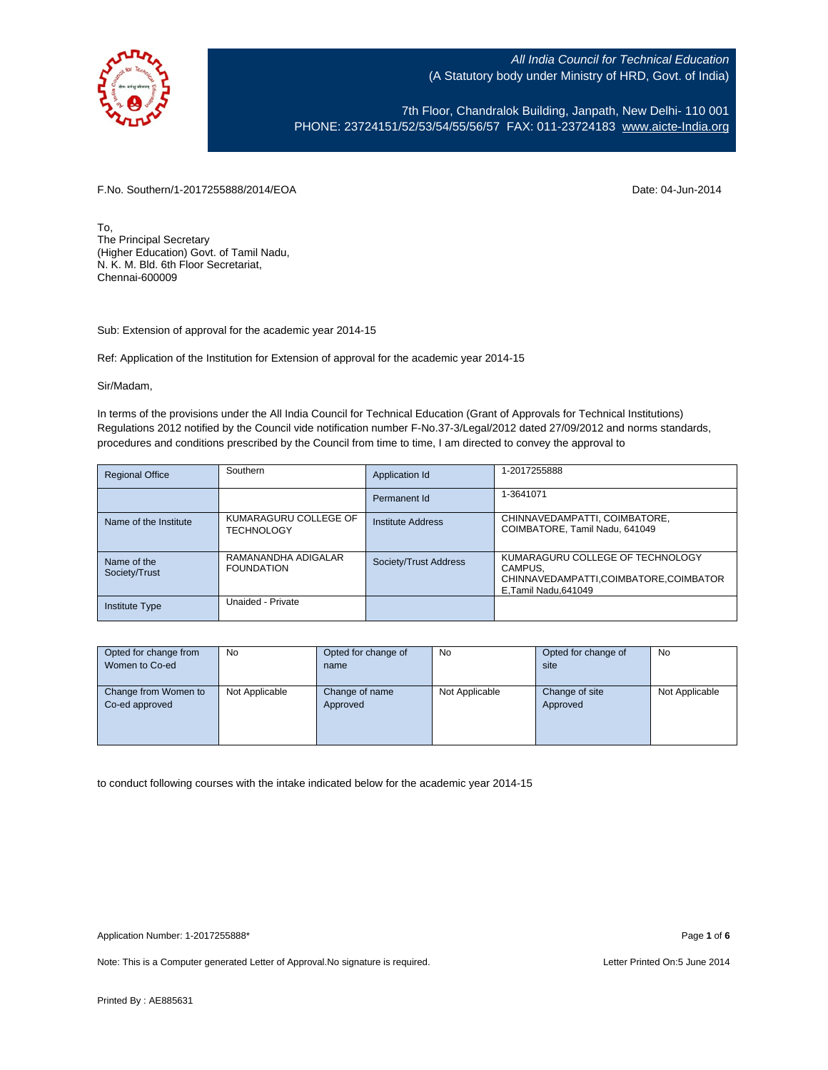All India Council for Technical Education
(A Statutory body under Ministry of HRD, Govt. of India)

7th Floor, Chandralok Building, Janpath, New Delhi- 110 001
PHONE: 23724151/52/53/54/55/56/57 FAX: 011-23724183 www.aicte-India.org

F.No. Southern/1-2017255888/2014/EOA

Date: 04-Jun-2014

To,
The Principal Secretary
(Higher Education) Govt. of Tamil Nadu,
N. K. M. Bld. 6th Floor Secretariat,
Chennai-600009

Sub: Extension of approval for the academic year 2014-15

Ref: Application of the Institution for Extension of approval for the academic year 2014-15

Sir/Madam,

In terms of the provisions under the All India Council for Technical Education (Grant of Approvals for Technical Institutions) Regulations 2012 notified by the Council vide notification number F-No.37-3/Legal/2012 dated 27/09/2012 and norms standards, procedures and conditions prescribed by the Council from time to time, I am directed to convey the approval to

| Regional Office | Southern | Application Id | 1-2017255888 |
|---|---|---|---|
| | | Permanent Id | 1-3641071 |
| Name of the Institute | KUMARAGURU COLLEGE OF TECHNOLOGY | Institute Address | CHINNAVEDAMPATTI, COIMBATORE, COIMBATORE, Tamil Nadu, 641049 |
| Name of the Society/Trust | RAMANANDHA ADIGALAR FOUNDATION | Society/Trust Address | KUMARAGURU COLLEGE OF TECHNOLOGY CAMPUS, CHINNAVEDAMPATTI,COIMBATORE,COIMBATORE,Tamil Nadu,641049 |
| Institute Type | Unaided - Private | | |

| Opted for change from Women to Co-ed | No | Opted for change of name | No | Opted for change of site | No |
|---|---|---|---|---|---|
| Change from Women to Co-ed approved | Not Applicable | Change of name Approved | Not Applicable | Change of site Approved | Not Applicable |

to conduct following courses with the intake indicated below for the academic year 2014-15

Application Number: 1-2017255888*

Note: This is a Computer generated Letter of Approval.No signature is required.

Letter Printed On:5 June 2014

Printed By : AE885631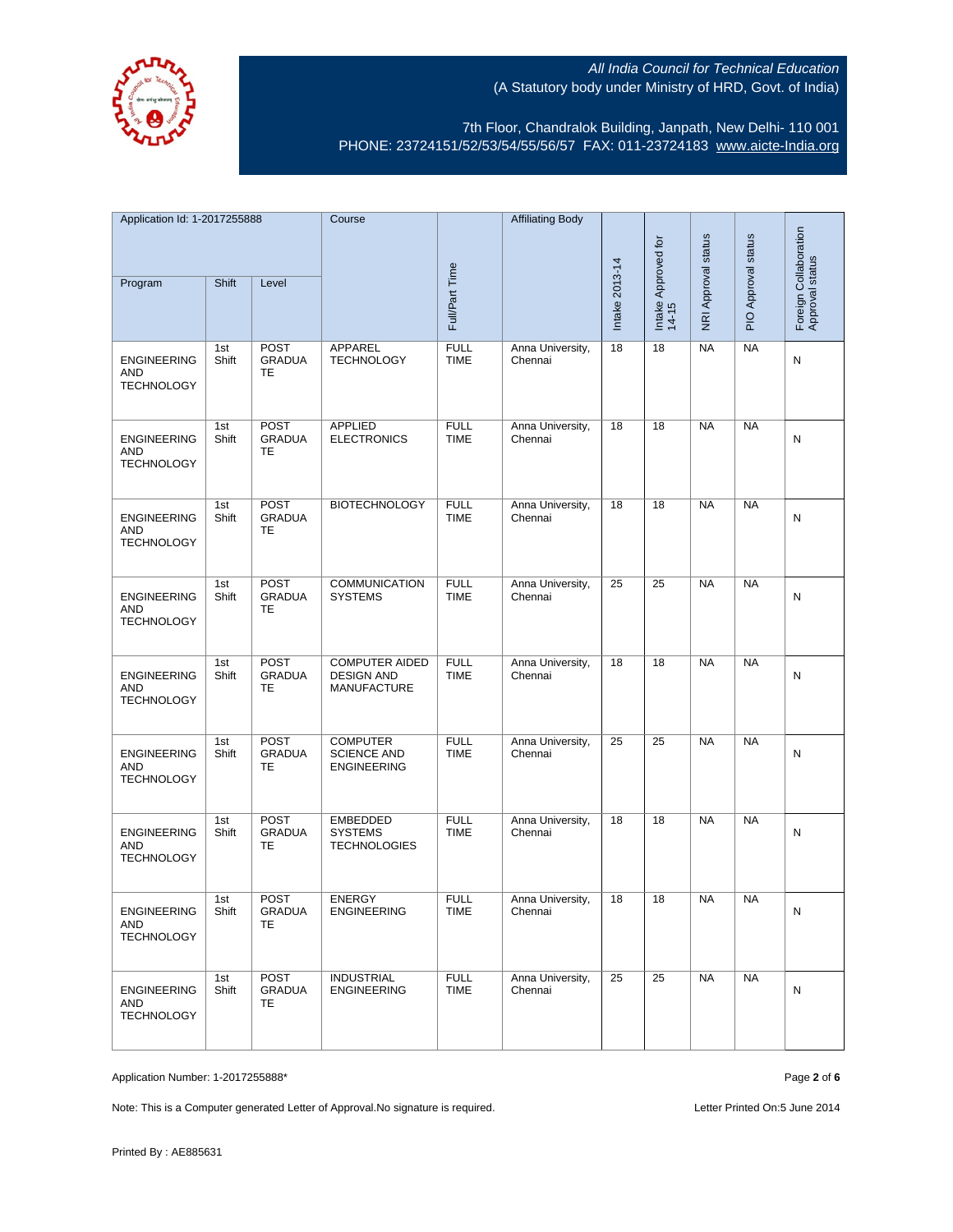All India Council for Technical Education
(A Statutory body under Ministry of HRD, Govt. of India)

7th Floor, Chandralok Building, Janpath, New Delhi- 110 001
PHONE: 23724151/52/53/54/55/56/57 FAX: 011-23724183 www.aicte-India.org

| Application Id: 1-2017255888 | | | Course | Full/Part Time | Affiliating Body | Intake 2013-14 | Intake Approved for 14-15 | NRI Approval status | PIO Approval status | Foreign Collaboration Approval status |
|---|---|---|---|---|---|---|---|---|---|---|
| Program | Shift | Level | | | | | | | | |
| ENGINEERING AND TECHNOLOGY | 1st Shift | POST GRADUATE | APPAREL TECHNOLOGY | FULL TIME | Anna University, Chennai | 18 | 18 | NA | NA | N |
| ENGINEERING AND TECHNOLOGY | 1st Shift | POST GRADUATE | APPLIED ELECTRONICS | FULL TIME | Anna University, Chennai | 18 | 18 | NA | NA | N |
| ENGINEERING AND TECHNOLOGY | 1st Shift | POST GRADUATE | BIOTECHNOLOGY | FULL TIME | Anna University, Chennai | 18 | 18 | NA | NA | N |
| ENGINEERING AND TECHNOLOGY | 1st Shift | POST GRADUATE | COMMUNICATION SYSTEMS | FULL TIME | Anna University, Chennai | 25 | 25 | NA | NA | N |
| ENGINEERING AND TECHNOLOGY | 1st Shift | POST GRADUATE | COMPUTER AIDED DESIGN AND MANUFACTURE | FULL TIME | Anna University, Chennai | 18 | 18 | NA | NA | N |
| ENGINEERING AND TECHNOLOGY | 1st Shift | POST GRADUATE | COMPUTER SCIENCE AND ENGINEERING | FULL TIME | Anna University, Chennai | 25 | 25 | NA | NA | N |
| ENGINEERING AND TECHNOLOGY | 1st Shift | POST GRADUATE | EMBEDDED SYSTEMS TECHNOLOGIES | FULL TIME | Anna University, Chennai | 18 | 18 | NA | NA | N |
| ENGINEERING AND TECHNOLOGY | 1st Shift | POST GRADUATE | ENERGY ENGINEERING | FULL TIME | Anna University, Chennai | 18 | 18 | NA | NA | N |
| ENGINEERING AND TECHNOLOGY | 1st Shift | POST GRADUATE | INDUSTRIAL ENGINEERING | FULL TIME | Anna University, Chennai | 25 | 25 | NA | NA | N |

Application Number: 1-2017255888*

Note: This is a Computer generated Letter of Approval.No signature is required.

Letter Printed On:5 June 2014

Printed By : AE885631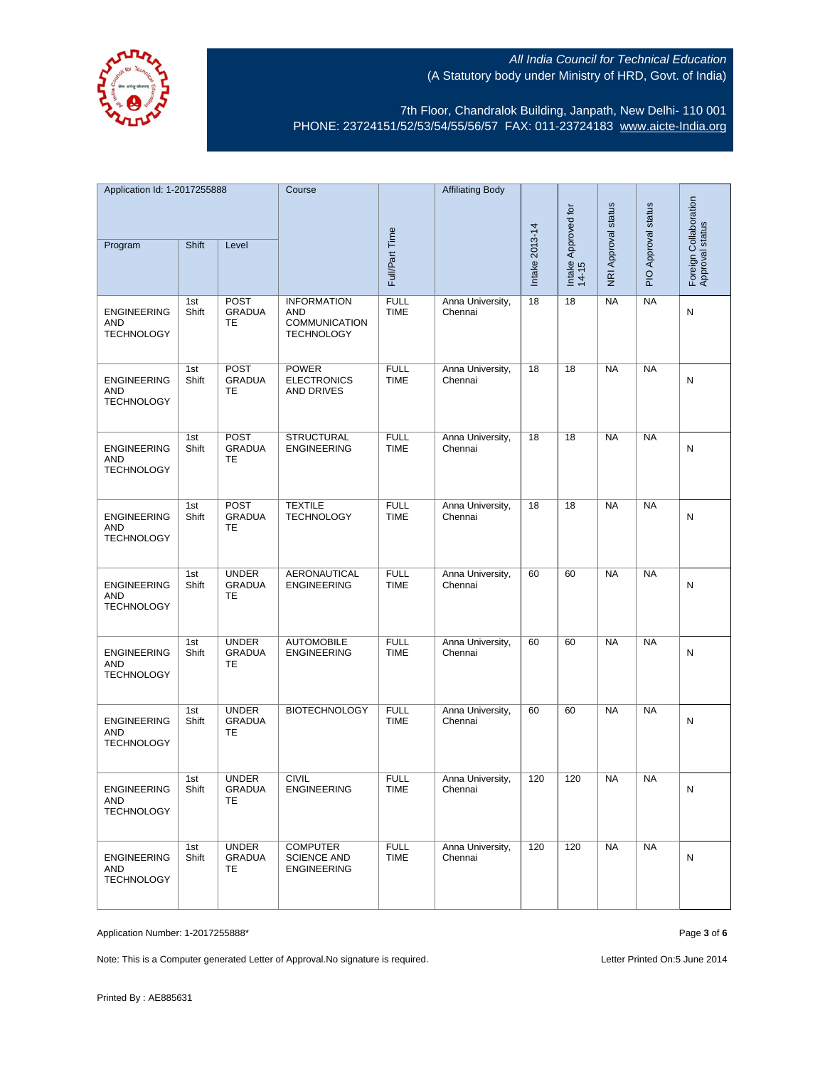All India Council for Technical Education
(A Statutory body under Ministry of HRD, Govt. of India)

7th Floor, Chandralok Building, Janpath, New Delhi- 110 001
PHONE: 23724151/52/53/54/55/56/57 FAX: 011-23724183 www.aicte-India.org

| Application Id: 1-2017255888 | | | Course | Full/Part Time | Affiliating Body | Intake 2013-14 | Intake Approved for 14-15 | NRI Approval status | PIO Approval status | Foreign Collaboration Approval status |
|---|---|---|---|---|---|---|---|---|---|---|
| Program | Shift | Level | | | | | | | | |
| ENGINEERING AND TECHNOLOGY | 1st Shift | POST GRADUATE | INFORMATION AND COMMUNICATION TECHNOLOGY | FULL TIME | Anna University, Chennai | 18 | 18 | NA | NA | N |
| ENGINEERING AND TECHNOLOGY | 1st Shift | POST GRADUATE | POWER ELECTRONICS AND DRIVES | FULL TIME | Anna University, Chennai | 18 | 18 | NA | NA | N |
| ENGINEERING AND TECHNOLOGY | 1st Shift | POST GRADUATE | STRUCTURAL ENGINEERING | FULL TIME | Anna University, Chennai | 18 | 18 | NA | NA | N |
| ENGINEERING AND TECHNOLOGY | 1st Shift | POST GRADUATE | TEXTILE TECHNOLOGY | FULL TIME | Anna University, Chennai | 18 | 18 | NA | NA | N |
| ENGINEERING AND TECHNOLOGY | 1st Shift | UNDER GRADUATE | AERONAUTICAL ENGINEERING | FULL TIME | Anna University, Chennai | 60 | 60 | NA | NA | N |
| ENGINEERING AND TECHNOLOGY | 1st Shift | UNDER GRADUATE | AUTOMOBILE ENGINEERING | FULL TIME | Anna University, Chennai | 60 | 60 | NA | NA | N |
| ENGINEERING AND TECHNOLOGY | 1st Shift | UNDER GRADUATE | BIOTECHNOLOGY | FULL TIME | Anna University, Chennai | 60 | 60 | NA | NA | N |
| ENGINEERING AND TECHNOLOGY | 1st Shift | UNDER GRADUATE | CIVIL ENGINEERING | FULL TIME | Anna University, Chennai | 120 | 120 | NA | NA | N |
| ENGINEERING AND TECHNOLOGY | 1st Shift | UNDER GRADUATE | COMPUTER SCIENCE AND ENGINEERING | FULL TIME | Anna University, Chennai | 120 | 120 | NA | NA | N |

Application Number: 1-2017255888*

Note: This is a Computer generated Letter of Approval.No signature is required.

Letter Printed On:5 June 2014

Printed By : AE885631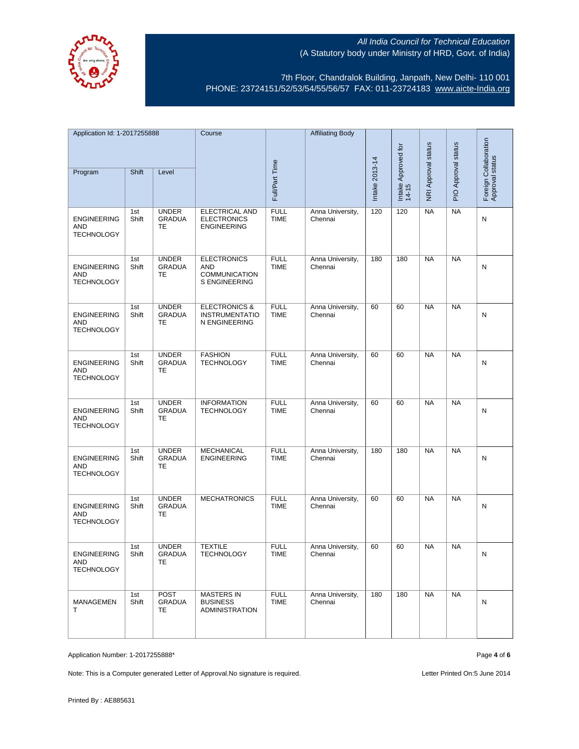All India Council for Technical Education
(A Statutory body under Ministry of HRD, Govt. of India)

7th Floor, Chandralok Building, Janpath, New Delhi- 110 001
PHONE: 23724151/52/53/54/55/56/57 FAX: 011-23724183 www.aicte-India.org

| Application Id: 1-2017255888 | | | Course | Full/Part Time | Affiliating Body | Intake 2013-14 | Intake Approved for 14-15 | NRI Approval status | PIO Approval status | Foreign Collaboration Approval status |
|---|---|---|---|---|---|---|---|---|---|---|
| Program | Shift | Level | | | | | | | | |
| ENGINEERING AND TECHNOLOGY | 1st Shift | UNDER GRADUATE | ELECTRICAL AND ELECTRONICS ENGINEERING | FULL TIME | Anna University, Chennai | 120 | 120 | NA | NA | N |
| ENGINEERING AND TECHNOLOGY | 1st Shift | UNDER GRADUATE | ELECTRONICS AND COMMUNICATIONS ENGINEERING | FULL TIME | Anna University, Chennai | 180 | 180 | NA | NA | N |
| ENGINEERING AND TECHNOLOGY | 1st Shift | UNDER GRADUATE | ELECTRONICS & INSTRUMENTATION ENGINEERING | FULL TIME | Anna University, Chennai | 60 | 60 | NA | NA | N |
| ENGINEERING AND TECHNOLOGY | 1st Shift | UNDER GRADUATE | FASHION TECHNOLOGY | FULL TIME | Anna University, Chennai | 60 | 60 | NA | NA | N |
| ENGINEERING AND TECHNOLOGY | 1st Shift | UNDER GRADUATE | INFORMATION TECHNOLOGY | FULL TIME | Anna University, Chennai | 60 | 60 | NA | NA | N |
| ENGINEERING AND TECHNOLOGY | 1st Shift | UNDER GRADUATE | MECHANICAL ENGINEERING | FULL TIME | Anna University, Chennai | 180 | 180 | NA | NA | N |
| ENGINEERING AND TECHNOLOGY | 1st Shift | UNDER GRADUATE | MECHATRONICS | FULL TIME | Anna University, Chennai | 60 | 60 | NA | NA | N |
| ENGINEERING AND TECHNOLOGY | 1st Shift | UNDER GRADUATE | TEXTILE TECHNOLOGY | FULL TIME | Anna University, Chennai | 60 | 60 | NA | NA | N |
| MANAGEMENT | 1st Shift | POST GRADUATE | MASTERS IN BUSINESS ADMINISTRATION | FULL TIME | Anna University, Chennai | 180 | 180 | NA | NA | N |

Application Number: 1-2017255888*

Note: This is a Computer generated Letter of Approval.No signature is required.

Letter Printed On:5 June 2014

Printed By : AE885631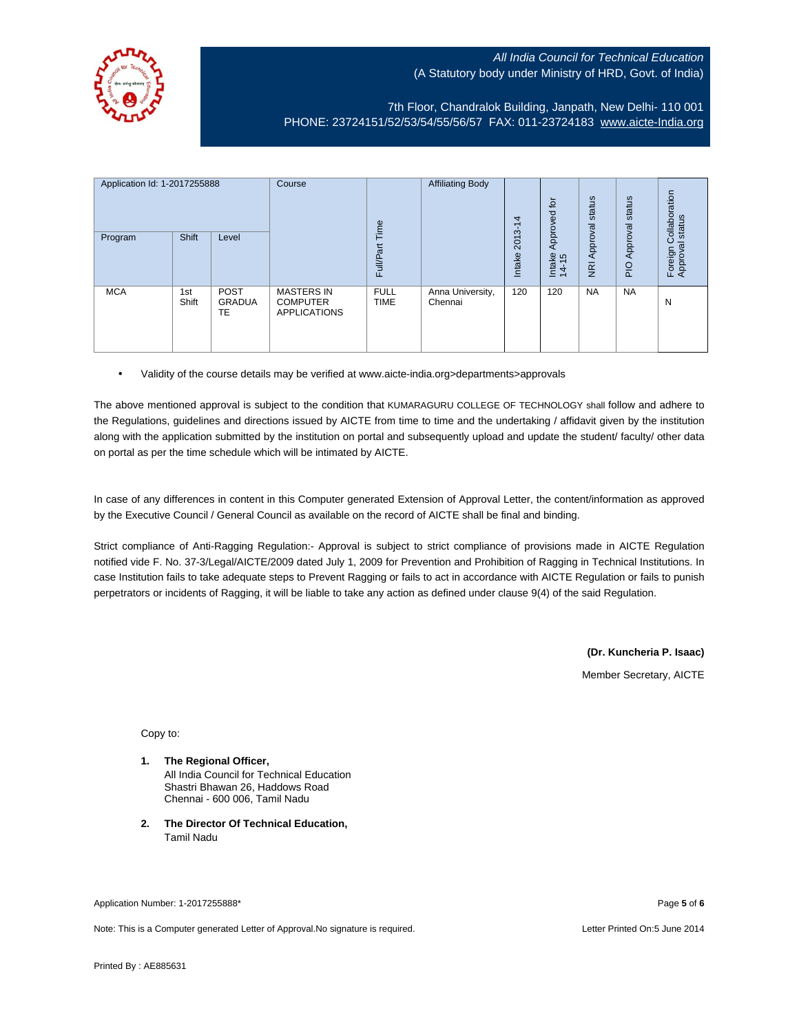*All India Council for Technical Education*
(A Statutory body under Ministry of HRD, Govt. of India)

7th Floor, Chandralok Building, Janpath, New Delhi- 110 001
PHONE: 23724151/52/53/54/55/56/57 FAX: 011-23724183 www.aicte-India.org

| Application Id: 1-2017255888 | | | Course | Full/Part Time | Affiliating Body | Intake 2013-14 | Intake Approved for 14-15 | NRI Approval status | PIO Approval status | Foreign Collaboration Approval status |
|---|---|---|---|---|---|---|---|---|---|---|
| Program | Shift | Level | | | | | | | | |
| MCA | 1st Shift | POST GRADUATE | MASTERS IN COMPUTER APPLICATIONS | FULL TIME | Anna University, Chennai | 120 | 120 | NA | NA | N |

- Validity of the course details may be verified at www.aicte-india.org>departments>approvals

The above mentioned approval is subject to the condition that KUMARAGURU COLLEGE OF TECHNOLOGY shall follow and adhere to the Regulations, guidelines and directions issued by AICTE from time to time and the undertaking / affidavit given by the institution along with the application submitted by the institution on portal and subsequently upload and update the student/ faculty/ other data on portal as per the time schedule which will be intimated by AICTE.

In case of any differences in content in this Computer generated Extension of Approval Letter, the content/information as approved by the Executive Council / General Council as available on the record of AICTE shall be final and binding.

Strict compliance of Anti-Ragging Regulation:- Approval is subject to strict compliance of provisions made in AICTE Regulation notified vide F. No. 37-3/Legal/AICTE/2009 dated July 1, 2009 for Prevention and Prohibition of Ragging in Technical Institutions. In case Institution fails to take adequate steps to Prevent Ragging or fails to act in accordance with AICTE Regulation or fails to punish perpetrators or incidents of Ragging, it will be liable to take any action as defined under clause 9(4) of the said Regulation.

**(Dr. Kuncheria P. Isaac)**

Member Secretary, AICTE

Copy to:

1. **The Regional Officer,**
   All India Council for Technical Education
   Shastri Bhawan 26, Haddows Road
   Chennai - 600 006, Tamil Nadu

2. **The Director Of Technical Education,**
   Tamil Nadu

Application Number: 1-2017255888*

Note: This is a Computer generated Letter of Approval.No signature is required.

Letter Printed On:5 June 2014

Printed By : AE885631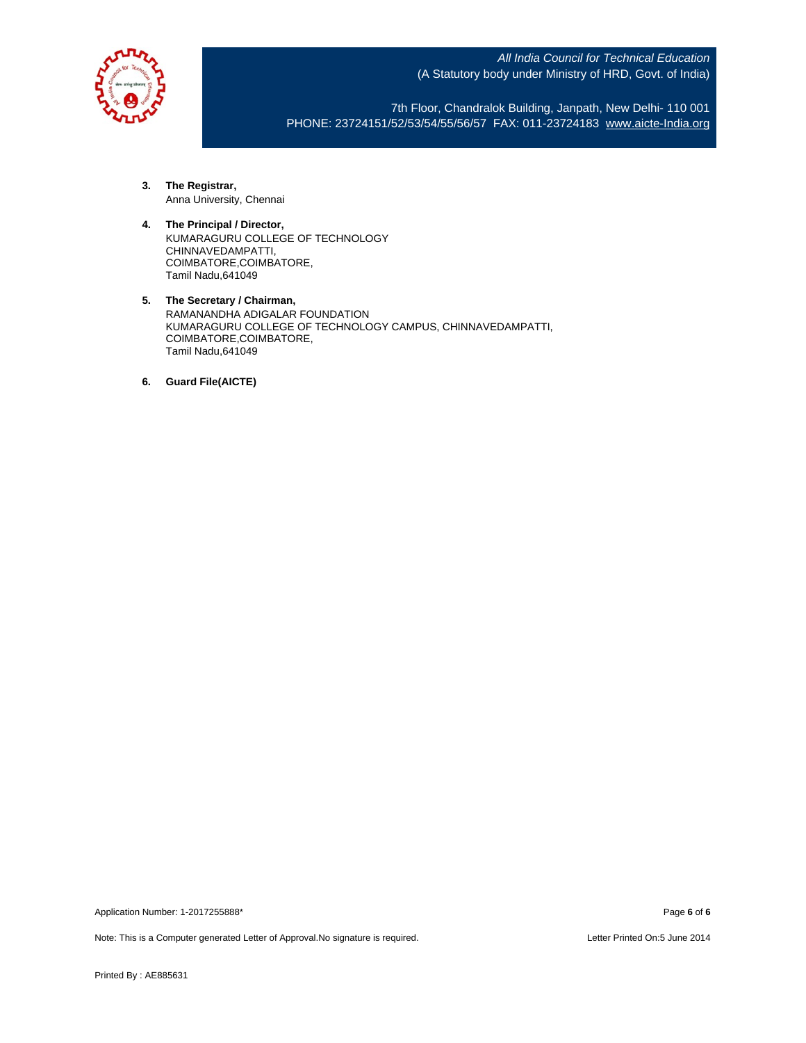3. **The Registrar,**
   Anna University, Chennai

4. **The Principal / Director,**
   KUMARAGURU COLLEGE OF TECHNOLOGY
   CHINNAVEDAMPATTI,
   COIMBATORE,COIMBATORE,
   Tamil Nadu,641049

5. **The Secretary / Chairman,**
   RAMANANDHA ADIGALAR FOUNDATION
   KUMARAGURU COLLEGE OF TECHNOLOGY CAMPUS, CHINNAVEDAMPATTI,
   COIMBATORE,COIMBATORE,
   Tamil Nadu,641049

6. **Guard File(AICTE)**

Application Number: 1-2017255888*

Note: This is a Computer generated Letter of Approval.No signature is required.

Letter Printed On:5 June 2014

Printed By : AE885631